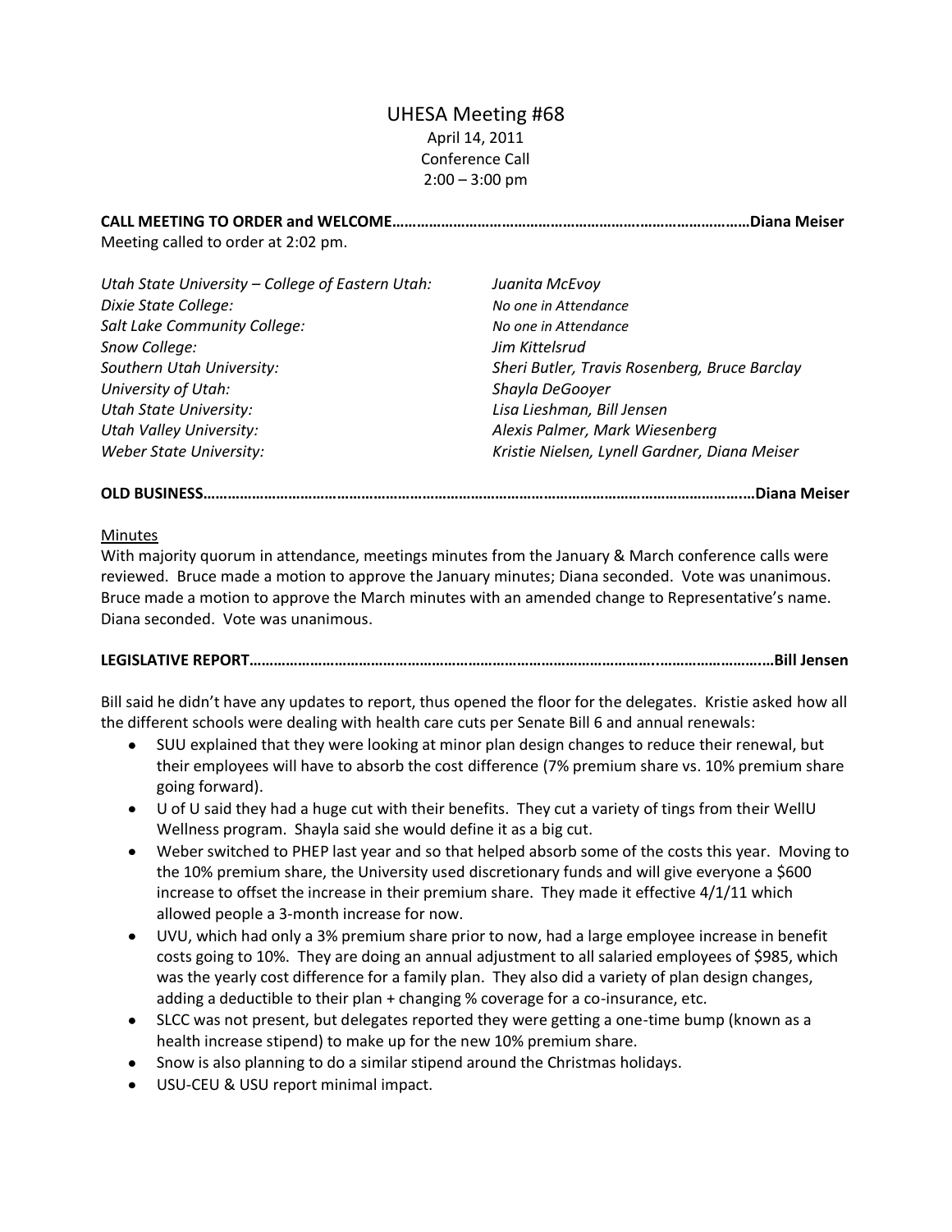# UHESA Meeting #68

April 14, 2011
Conference Call
2:00 – 3:00 pm

**CALL MEETING TO ORDER and WELCOME……………………………………………………………………………Diana Meiser**

Meeting called to order at 2:02 pm.

| | |
|---|---|
| *Utah State University – College of Eastern Utah:* | *Juanita McEvoy* |
| *Dixie State College:* | *No one in Attendance* |
| *Salt Lake Community College:* | *No one in Attendance* |
| *Snow College:* | *Jim Kittelsrud* |
| *Southern Utah University:* | *Sheri Butler, Travis Rosenberg, Bruce Barclay* |
| *University of Utah:* | *Shayla DeGooyer* |
| *Utah State University:* | *Lisa Lieshman, Bill Jensen* |
| *Utah Valley University:* | *Alexis Palmer, Mark Wiesenberg* |
| *Weber State University:* | *Kristie Nielsen, Lynell Gardner, Diana Meiser* |

**OLD BUSINESS……………………………………………………………………………………………………………Diana Meiser**

Minutes

With majority quorum in attendance, meetings minutes from the January & March conference calls were reviewed. Bruce made a motion to approve the January minutes; Diana seconded. Vote was unanimous. Bruce made a motion to approve the March minutes with an amended change to Representative's name. Diana seconded. Vote was unanimous.

**LEGISLATIVE REPORT…………………………………………………………………………………………………Bill Jensen**

Bill said he didn't have any updates to report, thus opened the floor for the delegates. Kristie asked how all the different schools were dealing with health care cuts per Senate Bill 6 and annual renewals:

- SUU explained that they were looking at minor plan design changes to reduce their renewal, but their employees will have to absorb the cost difference (7% premium share vs. 10% premium share going forward).
- U of U said they had a huge cut with their benefits. They cut a variety of tings from their WellU Wellness program. Shayla said she would define it as a big cut.
- Weber switched to PHEP last year and so that helped absorb some of the costs this year. Moving to the 10% premium share, the University used discretionary funds and will give everyone a $600 increase to offset the increase in their premium share. They made it effective 4/1/11 which allowed people a 3-month increase for now.
- UVU, which had only a 3% premium share prior to now, had a large employee increase in benefit costs going to 10%. They are doing an annual adjustment to all salaried employees of $985, which was the yearly cost difference for a family plan. They also did a variety of plan design changes, adding a deductible to their plan + changing % coverage for a co-insurance, etc.
- SLCC was not present, but delegates reported they were getting a one-time bump (known as a health increase stipend) to make up for the new 10% premium share.
- Snow is also planning to do a similar stipend around the Christmas holidays.
- USU-CEU & USU report minimal impact.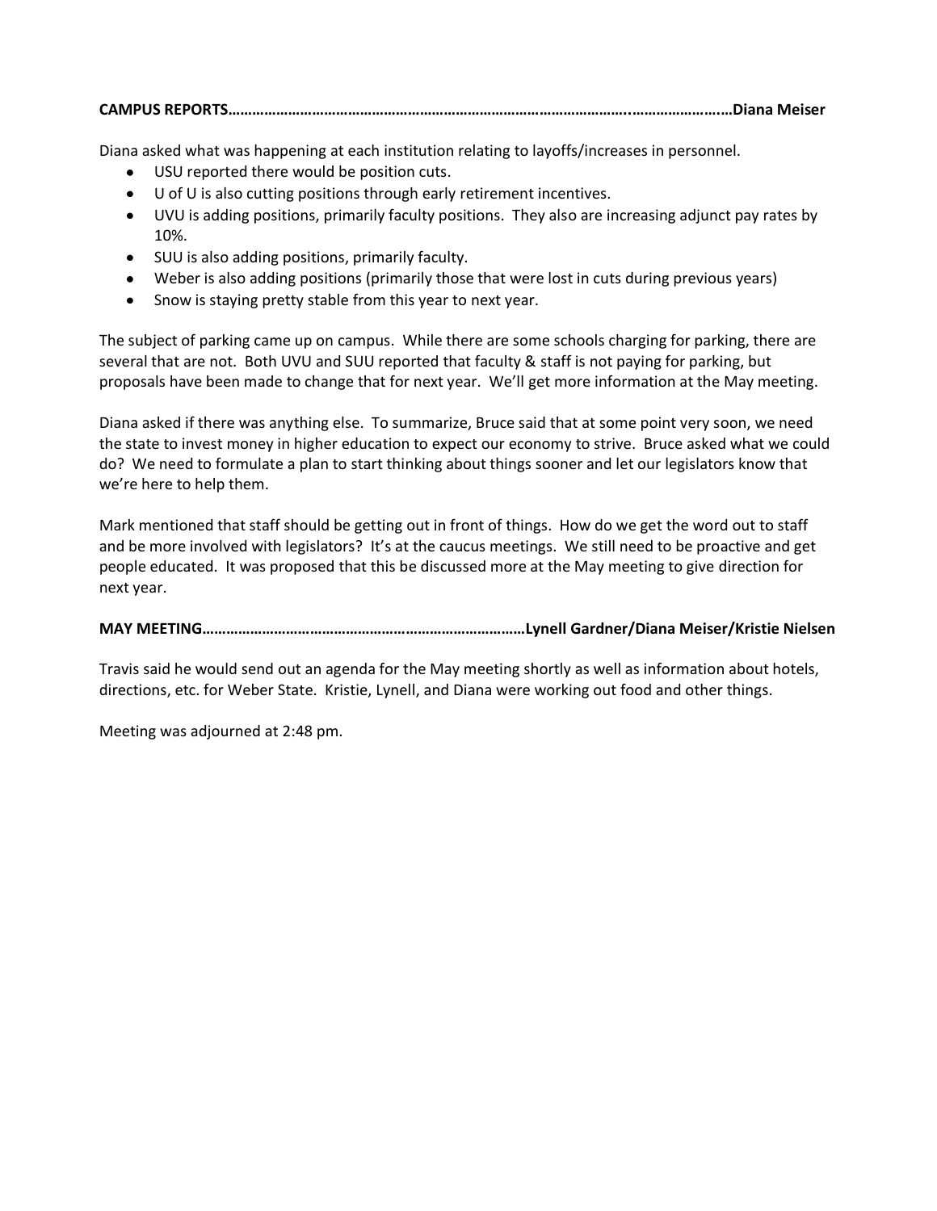**CAMPUS REPORTS………………………………………………………………………………………………..…………………..…Diana Meiser**

Diana asked what was happening at each institution relating to layoffs/increases in personnel.

- USU reported there would be position cuts.
- U of U is also cutting positions through early retirement incentives.
- UVU is adding positions, primarily faculty positions. They also are increasing adjunct pay rates by 10%.
- SUU is also adding positions, primarily faculty.
- Weber is also adding positions (primarily those that were lost in cuts during previous years)
- Snow is staying pretty stable from this year to next year.

The subject of parking came up on campus. While there are some schools charging for parking, there are several that are not. Both UVU and SUU reported that faculty & staff is not paying for parking, but proposals have been made to change that for next year. We'll get more information at the May meeting.

Diana asked if there was anything else. To summarize, Bruce said that at some point very soon, we need the state to invest money in higher education to expect our economy to strive. Bruce asked what we could do? We need to formulate a plan to start thinking about things sooner and let our legislators know that we're here to help them.

Mark mentioned that staff should be getting out in front of things. How do we get the word out to staff and be more involved with legislators? It's at the caucus meetings. We still need to be proactive and get people educated. It was proposed that this be discussed more at the May meeting to give direction for next year.

**MAY MEETING………………………………………………………………………Lynell Gardner/Diana Meiser/Kristie Nielsen**

Travis said he would send out an agenda for the May meeting shortly as well as information about hotels, directions, etc. for Weber State. Kristie, Lynell, and Diana were working out food and other things.

Meeting was adjourned at 2:48 pm.